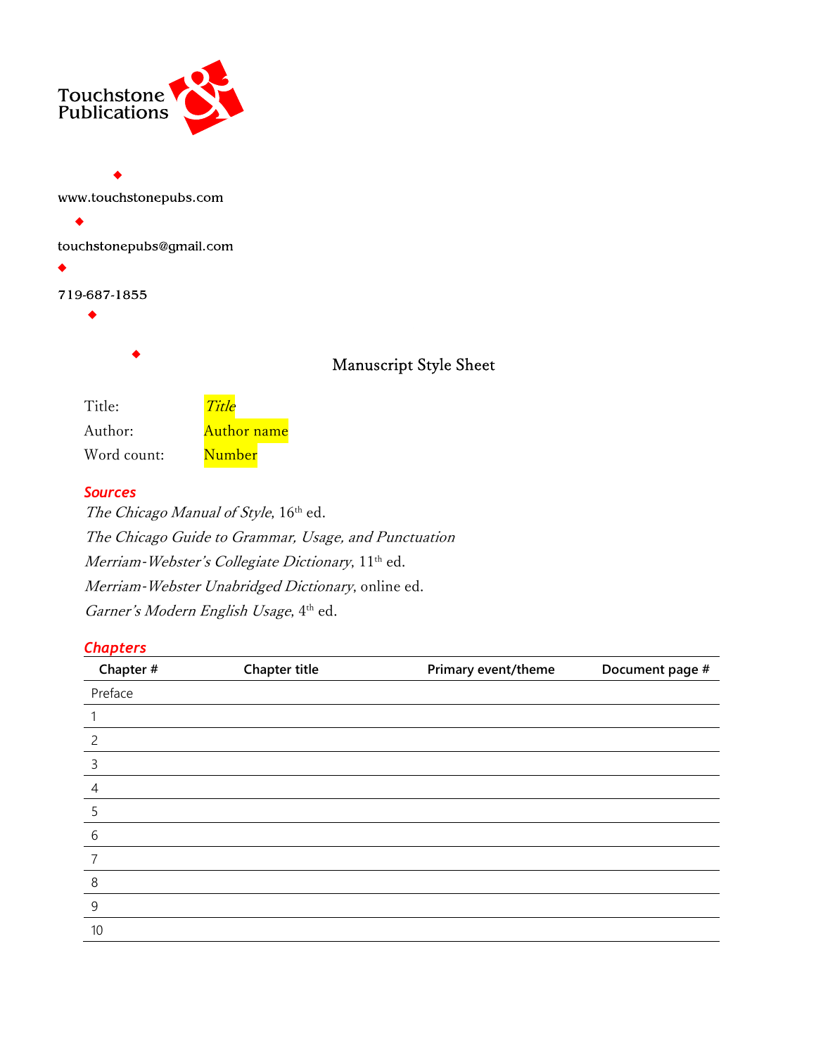Touchstone Publications

www.touchstonepubs.com

touchstonepubs@gmail.com

719-687-1855

# Manuscript Style Sheet

Title: *Title*

Author: Author name

Word count: Number

## *Sources*

*The Chicago Manual of Style*, 16th ed.

*The Chicago Guide to Grammar, Usage, and Punctuation*

*Merriam-Webster's Collegiate Dictionary*, 11th ed.

*Merriam-Webster Unabridged Dictionary*, online ed.

*Garner's Modern English Usage*, 4th ed.

## *Chapters*

| Chapter # | Chapter title | Primary event/theme | Document page # |
|---|---|---|---|
| Preface | | | |
| 1 | | | |
| 2 | | | |
| 3 | | | |
| 4 | | | |
| 5 | | | |
| 6 | | | |
| 7 | | | |
| 8 | | | |
| 9 | | | |
| 10 | | | |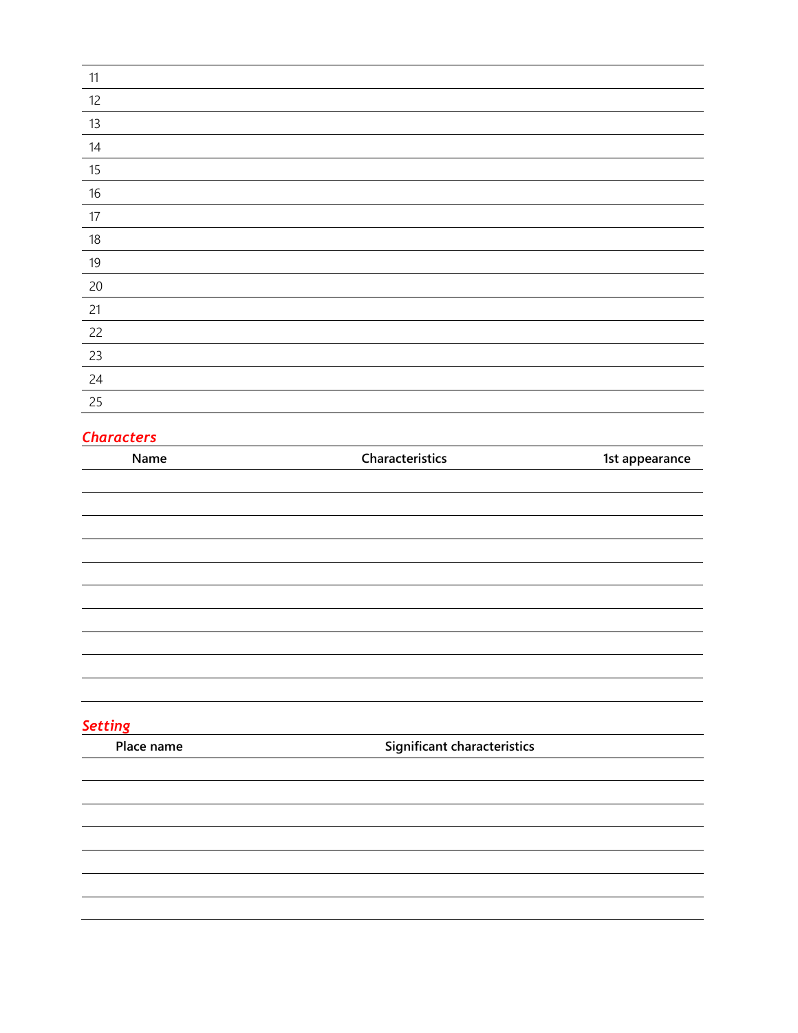| | |
|---|---|
| 11 | |
| 12 | |
| 13 | |
| 14 | |
| 15 | |
| 16 | |
| 17 | |
| 18 | |
| 19 | |
| 20 | |
| 21 | |
| 22 | |
| 23 | |
| 24 | |
| 25 | |

## *Characters*

| Name | Characteristics | 1st appearance |
|---|---|---|
| | | |
| | | |
| | | |
| | | |
| | | |
| | | |
| | | |
| | | |
| | | |
| | | |

## *Setting*

| Place name | Significant characteristics |
|---|---|
| | |
| | |
| | |
| | |
| | |
| | |
| | |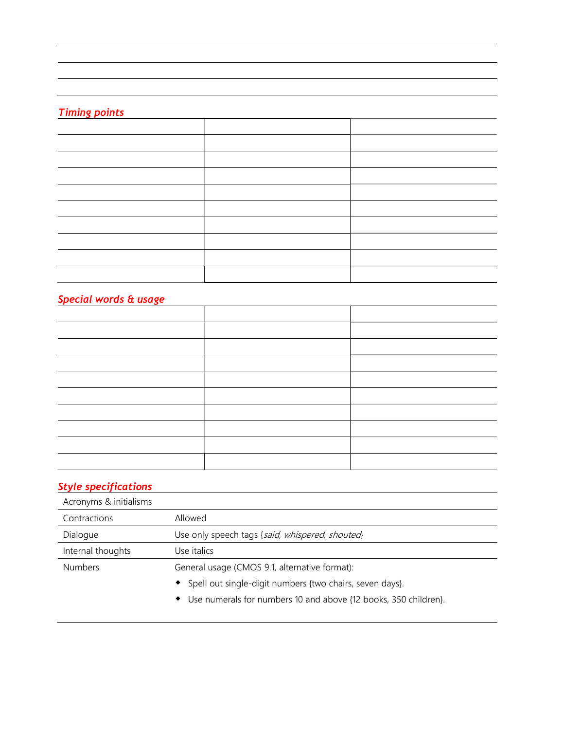## Timing points

| | | |
|---|---|---|
| | | |
| | | |
| | | |
| | | |
| | | |
| | | |
| | | |
| | | |
| | | |
| | | |

## Special words & usage

| | | |
|---|---|---|
| | | |
| | | |
| | | |
| | | |
| | | |
| | | |
| | | |
| | | |
| | | |
| | | |

## Style specifications

| | |
|---|---|
| Acronyms & initialisms | |
| Contractions | Allowed |
| Dialogue | Use only speech tags {*said, whispered, shouted*} |
| Internal thoughts | Use italics |
| Numbers | General usage (CMOS 9.1, alternative format):<br>◆ Spell out single-digit numbers {two chairs, seven days}.<br>◆ Use numerals for numbers 10 and above {12 books, 350 children}. |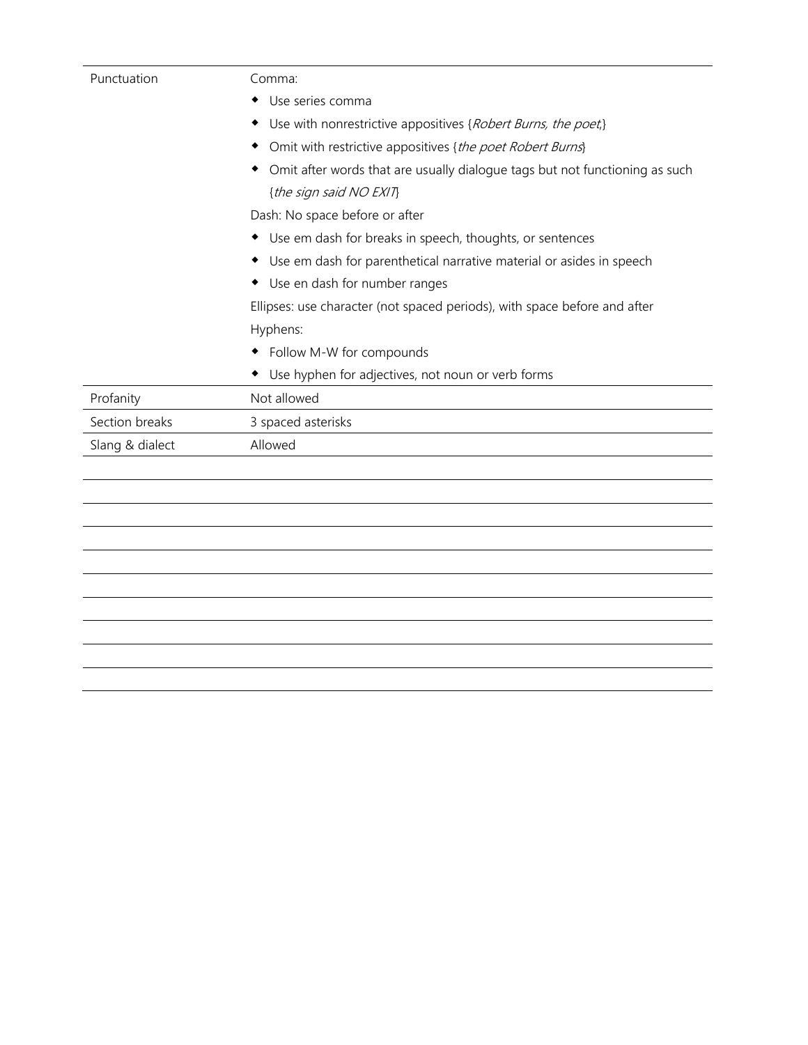| | |
|---|---|
| Punctuation | Comma:<br>◆ Use series comma<br>◆ Use with nonrestrictive appositives {*Robert Burns, the poet,*}<br>◆ Omit with restrictive appositives {*the poet Robert Burns*}<br>◆ Omit after words that are usually dialogue tags but not functioning as such {*the sign said NO EXIT*}<br>Dash: No space before or after<br>◆ Use em dash for breaks in speech, thoughts, or sentences<br>◆ Use em dash for parenthetical narrative material or asides in speech<br>◆ Use en dash for number ranges<br>Ellipses: use character (not spaced periods), with space before and after<br>Hyphens:<br>◆ Follow M-W for compounds<br>◆ Use hyphen for adjectives, not noun or verb forms |
| Profanity | Not allowed |
| Section breaks | 3 spaced asterisks |
| Slang & dialect | Allowed |
| | |
| | |
| | |
| | |
| | |
| | |
| | |
| | |
| | |
| | |